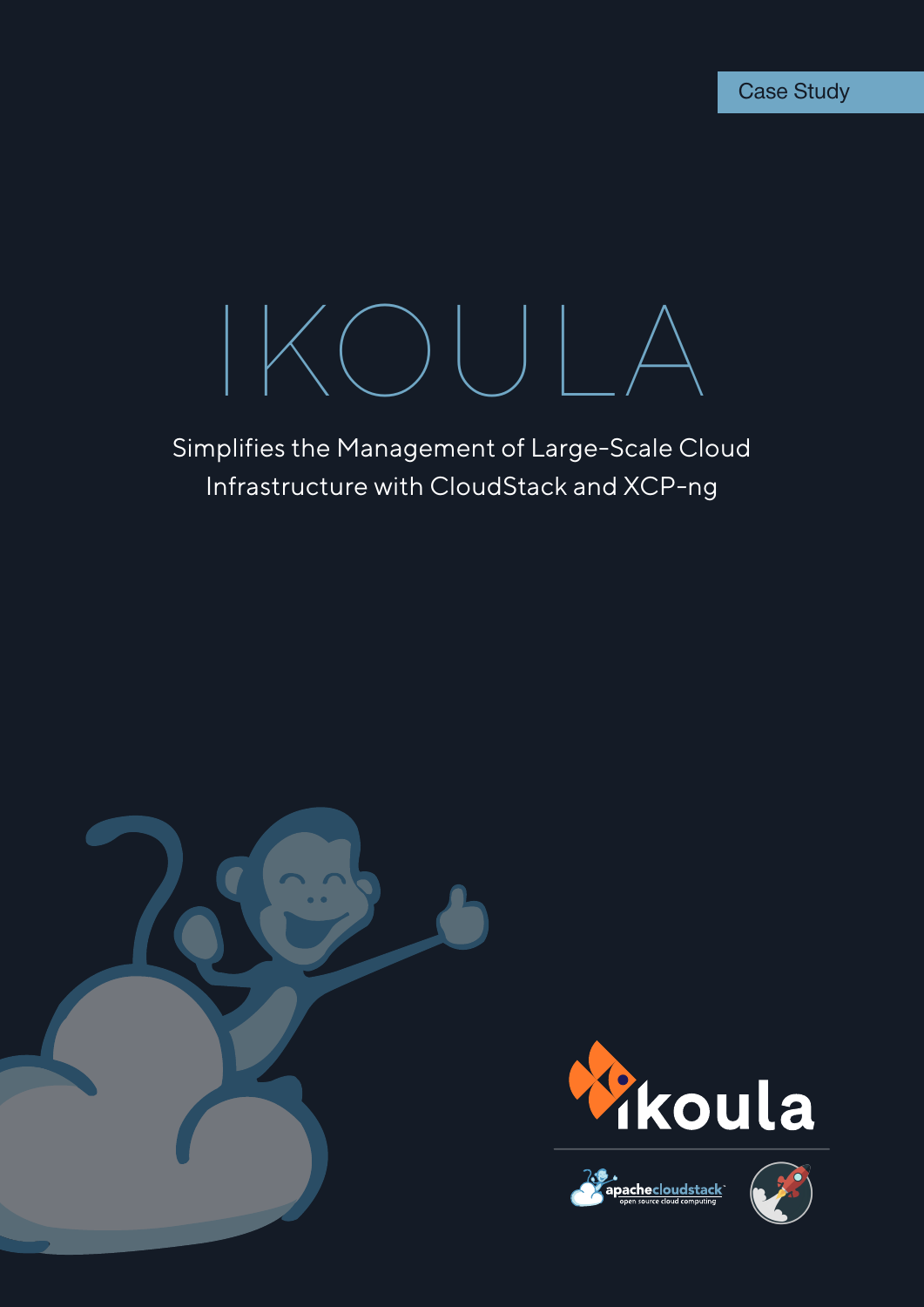Case Study

# IKOULA

Simplifies the Management of Large-Scale Cloud Infrastructure with CloudStack and XCP-ng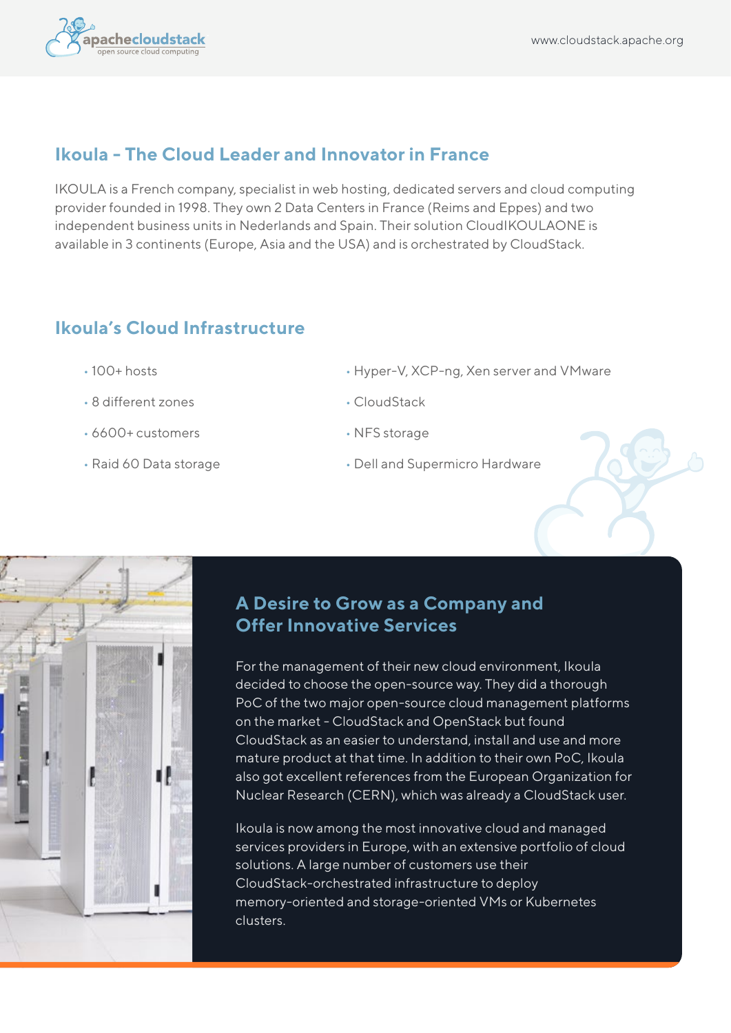## Ikoula - The Cloud Leader and Innovator in France

IKOULA is a French company, specialist in web hosting, dedicated servers and cloud computing provider founded in 1998. They own 2 Data Centers in France (Reims and Eppes) and two independent business units in Nederlands and Spain. Their solution CloudIKOULAONE is available in 3 continents (Europe, Asia and the USA) and is orchestrated by CloudStack.

## Ikoula's Cloud Infrastructure

- 100+ hosts
- 8 different zones
- 6600+ customers
- Raid 60 Data storage
- Hyper-V, XCP-ng, Xen server and VMware
- CloudStack
- NFS storage
- Dell and Supermicro Hardware

## A Desire to Grow as a Company and Offer Innovative Services

For the management of their new cloud environment, Ikoula decided to choose the open-source way. They did a thorough PoC of the two major open-source cloud management platforms on the market - CloudStack and OpenStack but found CloudStack as an easier to understand, install and use and more mature product at that time. In addition to their own PoC, Ikoula also got excellent references from the European Organization for Nuclear Research (CERN), which was already a CloudStack user.

Ikoula is now among the most innovative cloud and managed services providers in Europe, with an extensive portfolio of cloud solutions. A large number of customers use their CloudStack-orchestrated infrastructure to deploy memory-oriented and storage-oriented VMs or Kubernetes clusters.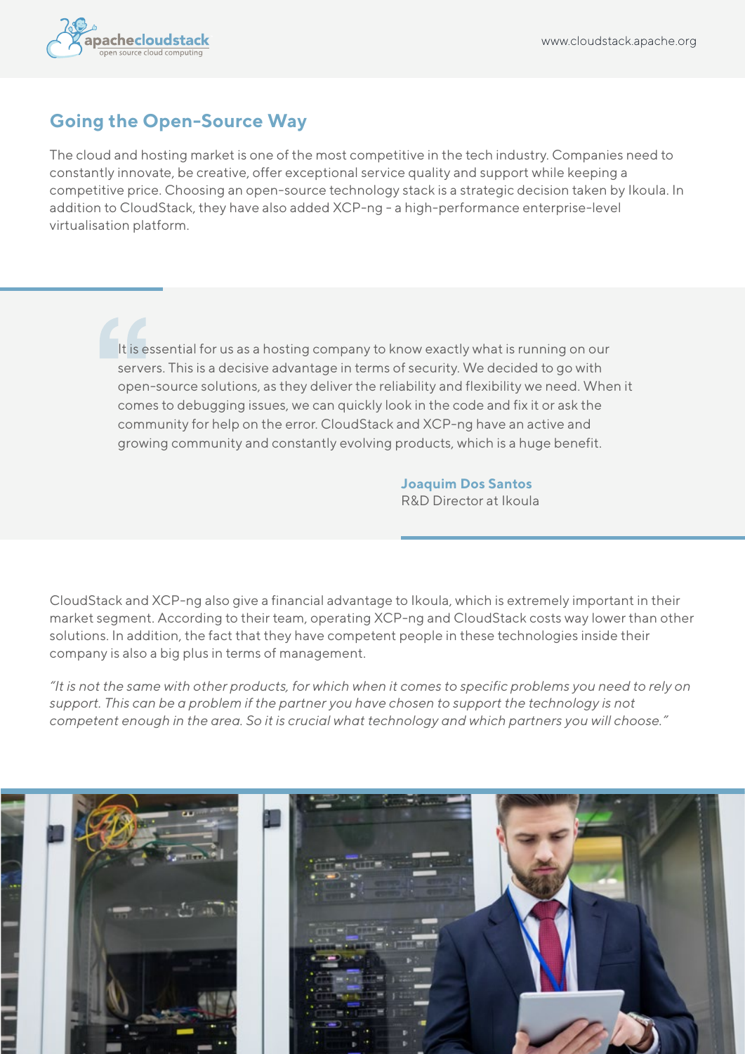## Going the Open-Source Way

The cloud and hosting market is one of the most competitive in the tech industry. Companies need to constantly innovate, be creative, offer exceptional service quality and support while keeping a competitive price. Choosing an open-source technology stack is a strategic decision taken by Ikoula. In addition to CloudStack, they have also added XCP-ng - a high-performance enterprise-level virtualisation platform.

> It is essential for us as a hosting company to know exactly what is running on our servers. This is a decisive advantage in terms of security. We decided to go with open-source solutions, as they deliver the reliability and flexibility we need. When it comes to debugging issues, we can quickly look in the code and fix it or ask the community for help on the error. CloudStack and XCP-ng have an active and growing community and constantly evolving products, which is a huge benefit.
>
> **Joaquim Dos Santos**
> R&D Director at Ikoula

CloudStack and XCP-ng also give a financial advantage to Ikoula, which is extremely important in their market segment. According to their team, operating XCP-ng and CloudStack costs way lower than other solutions. In addition, the fact that they have competent people in these technologies inside their company is also a big plus in terms of management.

*"It is not the same with other products, for which when it comes to specific problems you need to rely on support. This can be a problem if the partner you have chosen to support the technology is not competent enough in the area. So it is crucial what technology and which partners you will choose."*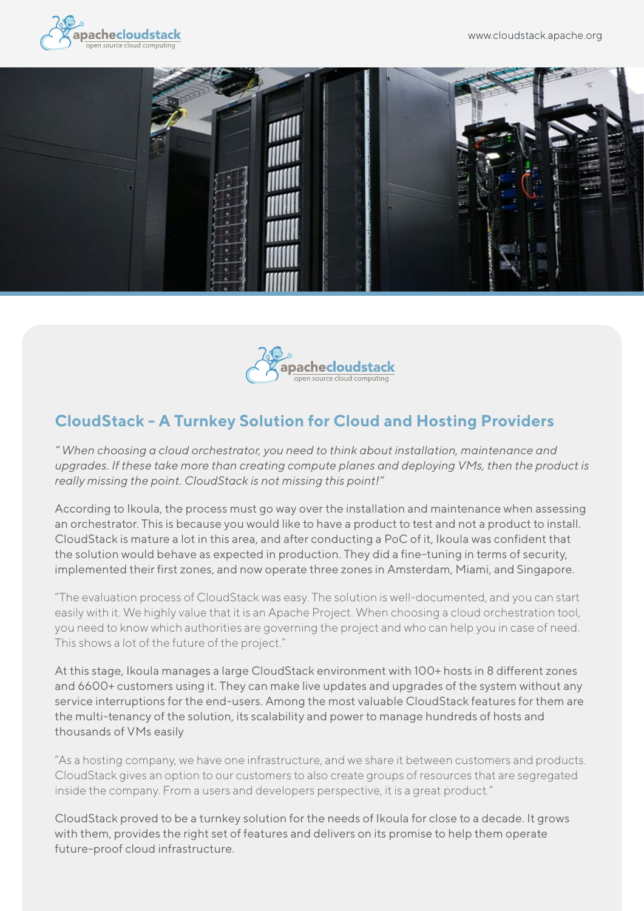## CloudStack - A Turnkey Solution for Cloud and Hosting Providers

*" When choosing a cloud orchestrator, you need to think about installation, maintenance and upgrades. If these take more than creating compute planes and deploying VMs, then the product is really missing the point. CloudStack is not missing this point!"*

According to Ikoula, the process must go way over the installation and maintenance when assessing an orchestrator. This is because you would like to have a product to test and not a product to install. CloudStack is mature a lot in this area, and after conducting a PoC of it, Ikoula was confident that the solution would behave as expected in production. They did a fine-tuning in terms of security, implemented their first zones, and now operate three zones in Amsterdam, Miami, and Singapore.

"The evaluation process of CloudStack was easy. The solution is well-documented, and you can start easily with it. We highly value that it is an Apache Project. When choosing a cloud orchestration tool, you need to know which authorities are governing the project and who can help you in case of need. This shows a lot of the future of the project."

At this stage, Ikoula manages a large CloudStack environment with 100+ hosts in 8 different zones and 6600+ customers using it. They can make live updates and upgrades of the system without any service interruptions for the end-users. Among the most valuable CloudStack features for them are the multi-tenancy of the solution, its scalability and power to manage hundreds of hosts and thousands of VMs easily

"As a hosting company, we have one infrastructure, and we share it between customers and products. CloudStack gives an option to our customers to also create groups of resources that are segregated inside the company. From a users and developers perspective, it is a great product."

CloudStack proved to be a turnkey solution for the needs of Ikoula for close to a decade. It grows with them, provides the right set of features and delivers on its promise to help them operate future-proof cloud infrastructure.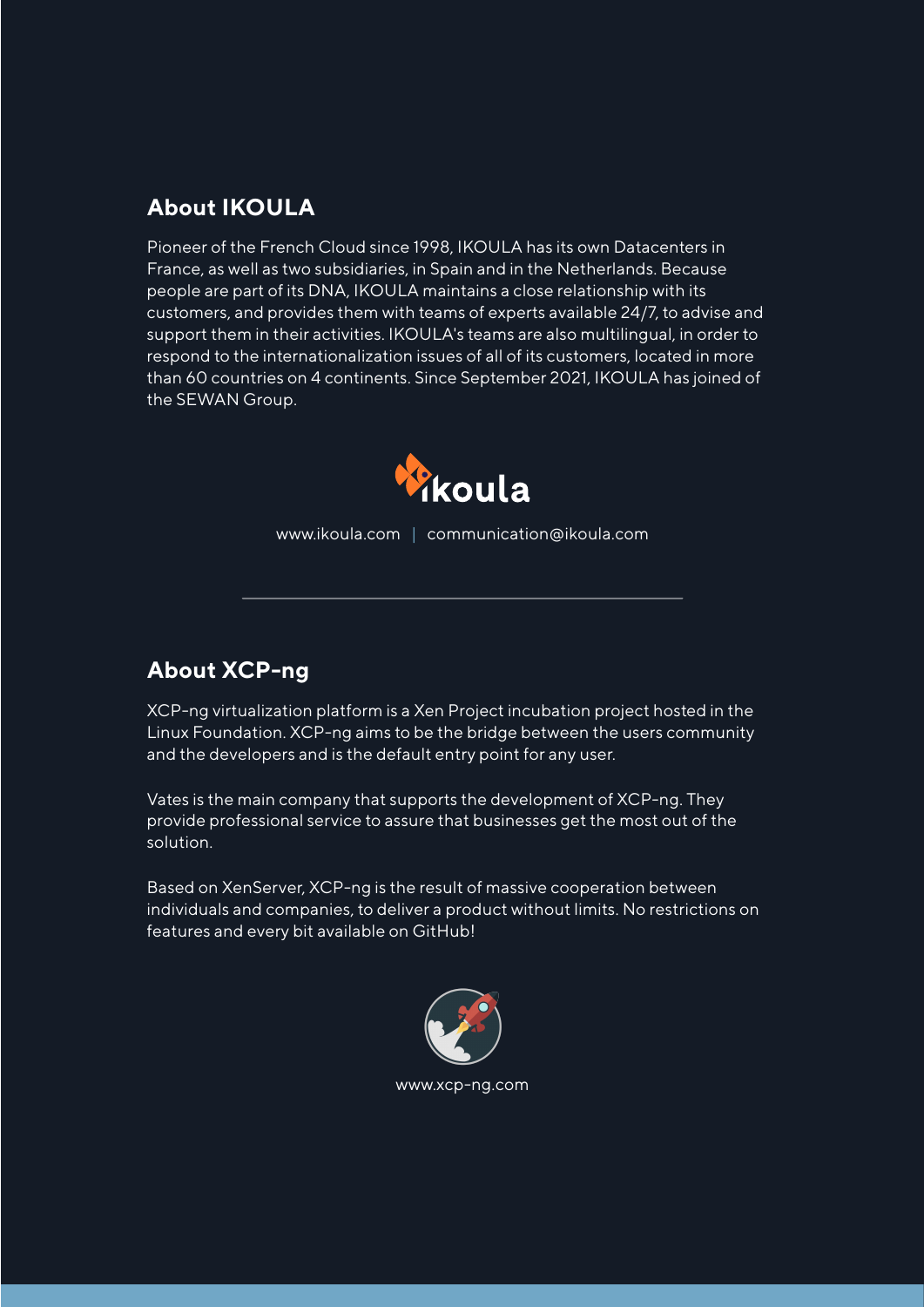## About IKOULA

Pioneer of the French Cloud since 1998, IKOULA has its own Datacenters in France, as well as two subsidiaries, in Spain and in the Netherlands. Because people are part of its DNA, IKOULA maintains a close relationship with its customers, and provides them with teams of experts available 24/7, to advise and support them in their activities. IKOULA's teams are also multilingual, in order to respond to the internationalization issues of all of its customers, located in more than 60 countries on 4 continents. Since September 2021, IKOULA has joined of the SEWAN Group.

ikoula

www.ikoula.com | communication@ikoula.com

---

## About XCP-ng

XCP-ng virtualization platform is a Xen Project incubation project hosted in the Linux Foundation. XCP-ng aims to be the bridge between the users community and the developers and is the default entry point for any user.

Vates is the main company that supports the development of XCP-ng. They provide professional service to assure that businesses get the most out of the solution.

Based on XenServer, XCP-ng is the result of massive cooperation between individuals and companies, to deliver a product without limits. No restrictions on features and every bit available on GitHub!

www.xcp-ng.com